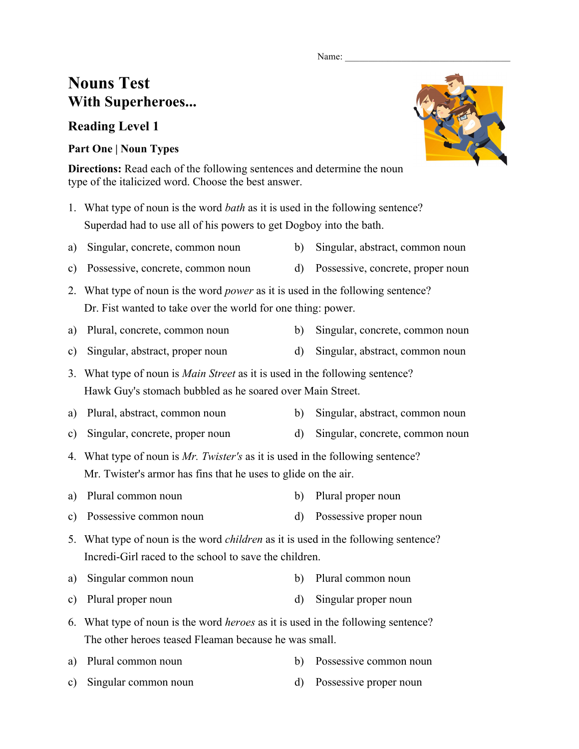Name: ___________________________________

# Nouns Test
## With Superheroes...

### Reading Level 1

#### Part One | Noun Types

**Directions:** Read each of the following sentences and determine the noun type of the italicized word. Choose the best answer.

1. What type of noun is the word *bath* as it is used in the following sentence?
   Superdad had to use all of his powers to get Dogboy into the bath.

a) Singular, concrete, common noun
b) Singular, abstract, common noun
c) Possessive, concrete, common noun
d) Possessive, concrete, proper noun

2. What type of noun is the word *power* as it is used in the following sentence?
   Dr. Fist wanted to take over the world for one thing: power.

a) Plural, concrete, common noun
b) Singular, concrete, common noun
c) Singular, abstract, proper noun
d) Singular, abstract, common noun

3. What type of noun is *Main Street* as it is used in the following sentence?
   Hawk Guy's stomach bubbled as he soared over Main Street.

a) Plural, abstract, common noun
b) Singular, abstract, common noun
c) Singular, concrete, proper noun
d) Singular, concrete, common noun

4. What type of noun is *Mr. Twister's* as it is used in the following sentence?
   Mr. Twister's armor has fins that he uses to glide on the air.

a) Plural common noun
b) Plural proper noun
c) Possessive common noun
d) Possessive proper noun

5. What type of noun is the word *children* as it is used in the following sentence?
   Incredi-Girl raced to the school to save the children.

a) Singular common noun
b) Plural common noun
c) Plural proper noun
d) Singular proper noun

6. What type of noun is the word *heroes* as it is used in the following sentence?
   The other heroes teased Fleaman because he was small.

a) Plural common noun
b) Possessive common noun
c) Singular common noun
d) Possessive proper noun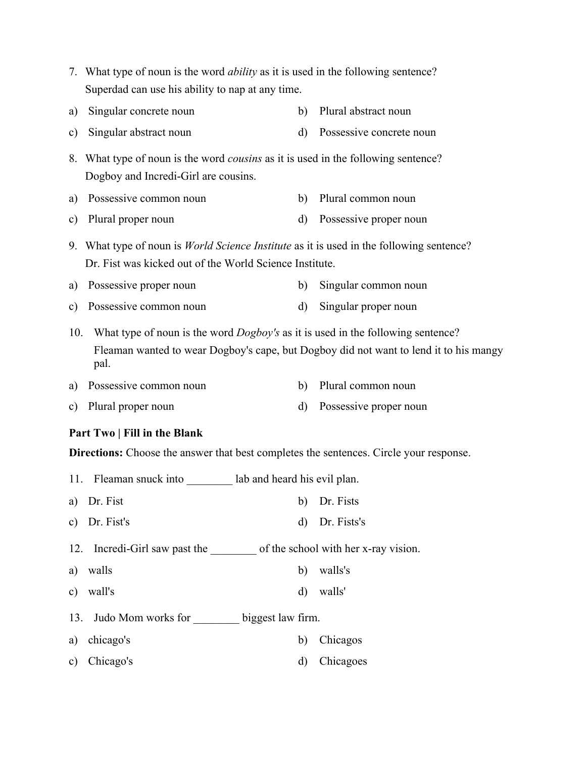7. What type of noun is the word *ability* as it is used in the following sentence?
   Superdad can use his ability to nap at any time.

a) Singular concrete noun
b) Plural abstract noun
c) Singular abstract noun
d) Possessive concrete noun

8. What type of noun is the word *cousins* as it is used in the following sentence?
   Dogboy and Incredi-Girl are cousins.

a) Possessive common noun
b) Plural common noun
c) Plural proper noun
d) Possessive proper noun

9. What type of noun is *World Science Institute* as it is used in the following sentence?
   Dr. Fist was kicked out of the World Science Institute.

a) Possessive proper noun
b) Singular common noun
c) Possessive common noun
d) Singular proper noun

10. What type of noun is the word *Dogboy's* as it is used in the following sentence?
    Fleaman wanted to wear Dogboy's cape, but Dogboy did not want to lend it to his mangy pal.

a) Possessive common noun
b) Plural common noun
c) Plural proper noun
d) Possessive proper noun

**Part Two | Fill in the Blank**

**Directions:** Choose the answer that best completes the sentences. Circle your response.

11. Fleaman snuck into ________ lab and heard his evil plan.

a) Dr. Fist
b) Dr. Fists
c) Dr. Fist's
d) Dr. Fists's

12. Incredi-Girl saw past the ________ of the school with her x-ray vision.

a) walls
b) walls's
c) wall's
d) walls'

13. Judo Mom works for ________ biggest law firm.

a) chicago's
b) Chicagos
c) Chicago's
d) Chicagoes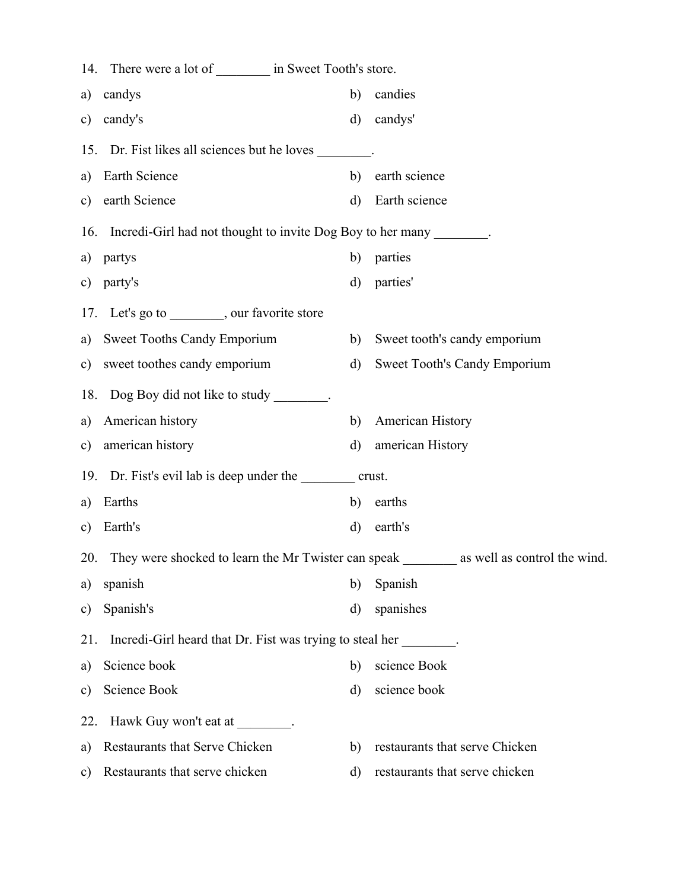14. There were a lot of ________ in Sweet Tooth's store.

a) candys
b) candies
c) candy's
d) candys'

15. Dr. Fist likes all sciences but he loves ________.

a) Earth Science
b) earth science
c) earth Science
d) Earth science

16. Incredi-Girl had not thought to invite Dog Boy to her many ________.

a) partys
b) parties
c) party's
d) parties'

17. Let's go to ________, our favorite store

a) Sweet Tooths Candy Emporium
b) Sweet tooth's candy emporium
c) sweet toothes candy emporium
d) Sweet Tooth's Candy Emporium

18. Dog Boy did not like to study ________.

a) American history
b) American History
c) american history
d) american History

19. Dr. Fist's evil lab is deep under the ________ crust.

a) Earths
b) earths
c) Earth's
d) earth's

20. They were shocked to learn the Mr Twister can speak ________ as well as control the wind.

a) spanish
b) Spanish
c) Spanish's
d) spanishes

21. Incredi-Girl heard that Dr. Fist was trying to steal her ________.

a) Science book
b) science Book
c) Science Book
d) science book

22. Hawk Guy won't eat at ________.

a) Restaurants that Serve Chicken
b) restaurants that serve Chicken
c) Restaurants that serve chicken
d) restaurants that serve chicken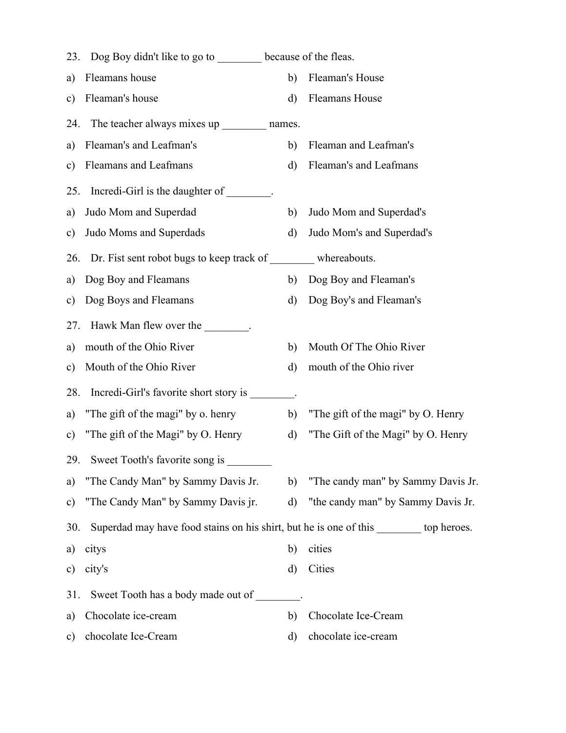23. Dog Boy didn't like to go to ________ because of the fleas.

a) Fleamans house
b) Fleaman's House
c) Fleaman's house
d) Fleamans House

24. The teacher always mixes up ________ names.

a) Fleaman's and Leafman's
b) Fleaman and Leafman's
c) Fleamans and Leafmans
d) Fleaman's and Leafmans

25. Incredi-Girl is the daughter of ________.

a) Judo Mom and Superdad
b) Judo Mom and Superdad's
c) Judo Moms and Superdads
d) Judo Mom's and Superdad's

26. Dr. Fist sent robot bugs to keep track of ________ whereabouts.

a) Dog Boy and Fleamans
b) Dog Boy and Fleaman's
c) Dog Boys and Fleamans
d) Dog Boy's and Fleaman's

27. Hawk Man flew over the ________.

a) mouth of the Ohio River
b) Mouth Of The Ohio River
c) Mouth of the Ohio River
d) mouth of the Ohio river

28. Incredi-Girl's favorite short story is ________.

a) "The gift of the magi" by o. henry
b) "The gift of the magi" by O. Henry
c) "The gift of the Magi" by O. Henry
d) "The Gift of the Magi" by O. Henry

29. Sweet Tooth's favorite song is ________

a) "The Candy Man" by Sammy Davis Jr.
b) "The candy man" by Sammy Davis Jr.
c) "The Candy Man" by Sammy Davis jr.
d) "the candy man" by Sammy Davis Jr.

30. Superdad may have food stains on his shirt, but he is one of this ________ top heroes.

a) citys
b) cities
c) city's
d) Cities

31. Sweet Tooth has a body made out of ________.

a) Chocolate ice-cream
b) Chocolate Ice-Cream
c) chocolate Ice-Cream
d) chocolate ice-cream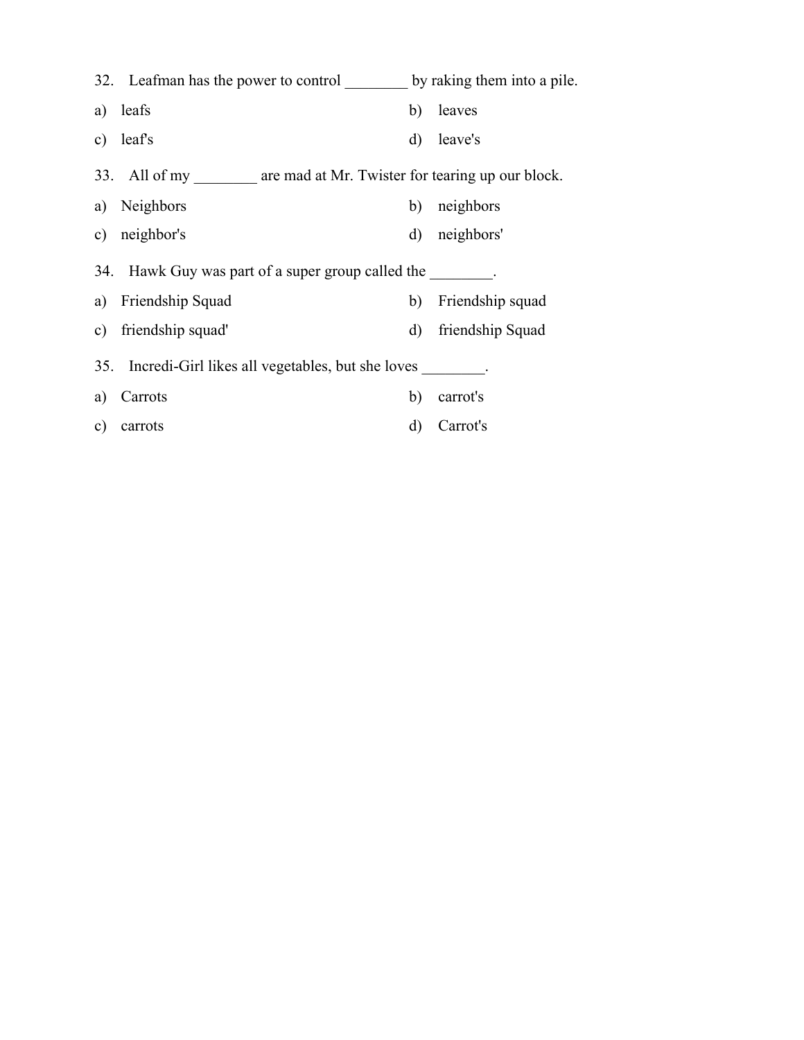32. Leafman has the power to control ________ by raking them into a pile.

a) leafs

b) leaves

c) leaf's

d) leave's

33. All of my ________ are mad at Mr. Twister for tearing up our block.

a) Neighbors

b) neighbors

c) neighbor's

d) neighbors'

34. Hawk Guy was part of a super group called the ________.

a) Friendship Squad

b) Friendship squad

c) friendship squad'

d) friendship Squad

35. Incredi-Girl likes all vegetables, but she loves ________.

a) Carrots

b) carrot's

c) carrots

d) Carrot's